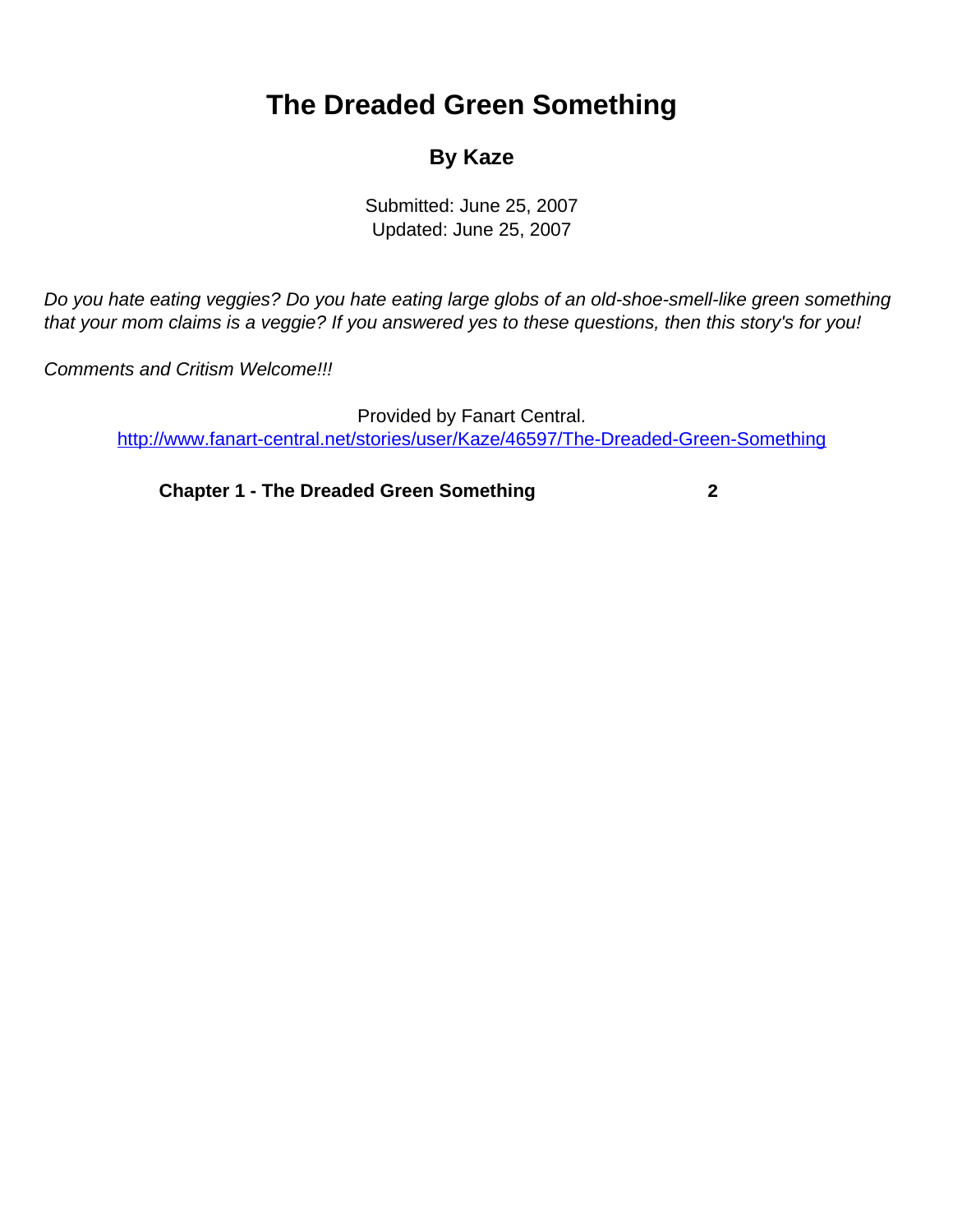# The Dreaded Green Something

## By Kaze

Submitted: June 25, 2007
Updated: June 25, 2007

*Do you hate eating veggies? Do you hate eating large globs of an old-shoe-smell-like green something that your mom claims is a veggie? If you answered yes to these questions, then this story's for you!*

*Comments and Critism Welcome!!!*

Provided by Fanart Central.
http://www.fanart-central.net/stories/user/Kaze/46597/The-Dreaded-Green-Something

**Chapter 1 - The Dreaded Green Something** **2**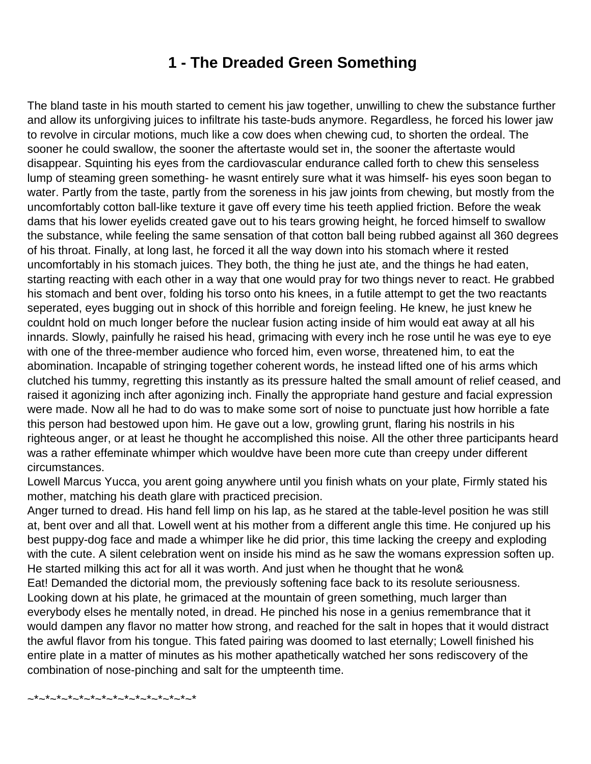# 1 - The Dreaded Green Something

The bland taste in his mouth started to cement his jaw together, unwilling to chew the substance further and allow its unforgiving juices to infiltrate his taste-buds anymore. Regardless, he forced his lower jaw to revolve in circular motions, much like a cow does when chewing cud, to shorten the ordeal. The sooner he could swallow, the sooner the aftertaste would set in, the sooner the aftertaste would disappear. Squinting his eyes from the cardiovascular endurance called forth to chew this senseless lump of steaming green something- he wasnt entirely sure what it was himself- his eyes soon began to water. Partly from the taste, partly from the soreness in his jaw joints from chewing, but mostly from the uncomfortably cotton ball-like texture it gave off every time his teeth applied friction. Before the weak dams that his lower eyelids created gave out to his tears growing height, he forced himself to swallow the substance, while feeling the same sensation of that cotton ball being rubbed against all 360 degrees of his throat. Finally, at long last, he forced it all the way down into his stomach where it rested uncomfortably in his stomach juices. They both, the thing he just ate, and the things he had eaten, starting reacting with each other in a way that one would pray for two things never to react. He grabbed his stomach and bent over, folding his torso onto his knees, in a futile attempt to get the two reactants seperated, eyes bugging out in shock of this horrible and foreign feeling. He knew, he just knew he couldnt hold on much longer before the nuclear fusion acting inside of him would eat away at all his innards. Slowly, painfully he raised his head, grimacing with every inch he rose until he was eye to eye with one of the three-member audience who forced him, even worse, threatened him, to eat the abomination. Incapable of stringing together coherent words, he instead lifted one of his arms which clutched his tummy, regretting this instantly as its pressure halted the small amount of relief ceased, and raised it agonizing inch after agonizing inch. Finally the appropriate hand gesture and facial expression were made. Now all he had to do was to make some sort of noise to punctuate just how horrible a fate this person had bestowed upon him. He gave out a low, growling grunt, flaring his nostrils in his righteous anger, or at least he thought he accomplished this noise. All the other three participants heard was a rather effeminate whimper which wouldve have been more cute than creepy under different circumstances.

Lowell Marcus Yucca, you arent going anywhere until you finish whats on your plate, Firmly stated his mother, matching his death glare with practiced precision.

Anger turned to dread. His hand fell limp on his lap, as he stared at the table-level position he was still at, bent over and all that. Lowell went at his mother from a different angle this time. He conjured up his best puppy-dog face and made a whimper like he did prior, this time lacking the creepy and exploding with the cute. A silent celebration went on inside his mind as he saw the womans expression soften up. He started milking this act for all it was worth. And just when he thought that he won&

Eat! Demanded the dictorial mom, the previously softening face back to its resolute seriousness.

Looking down at his plate, he grimaced at the mountain of green something, much larger than everybody elses he mentally noted, in dread. He pinched his nose in a genius remembrance that it would dampen any flavor no matter how strong, and reached for the salt in hopes that it would distract the awful flavor from his tongue. This fated pairing was doomed to last eternally; Lowell finished his entire plate in a matter of minutes as his mother apathetically watched her sons rediscovery of the combination of nose-pinching and salt for the umpteenth time.

~*~*~*~*~*~*~*~*~*~*~*~*~*~*~*~*~*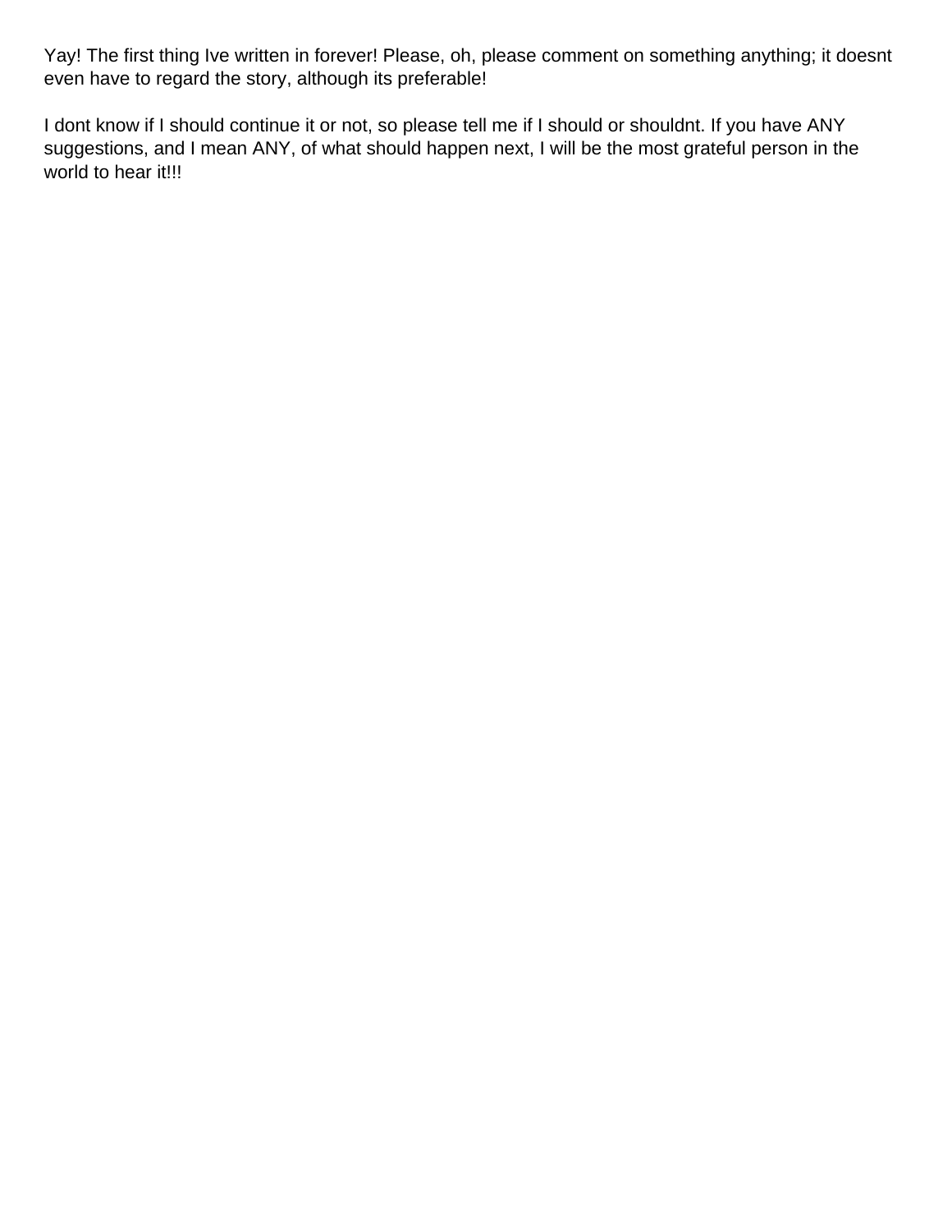Yay! The first thing Ive written in forever! Please, oh, please comment on something anything; it doesnt even have to regard the story, although its preferable!

I dont know if I should continue it or not, so please tell me if I should or shouldnt. If you have ANY suggestions, and I mean ANY, of what should happen next, I will be the most grateful person in the world to hear it!!!